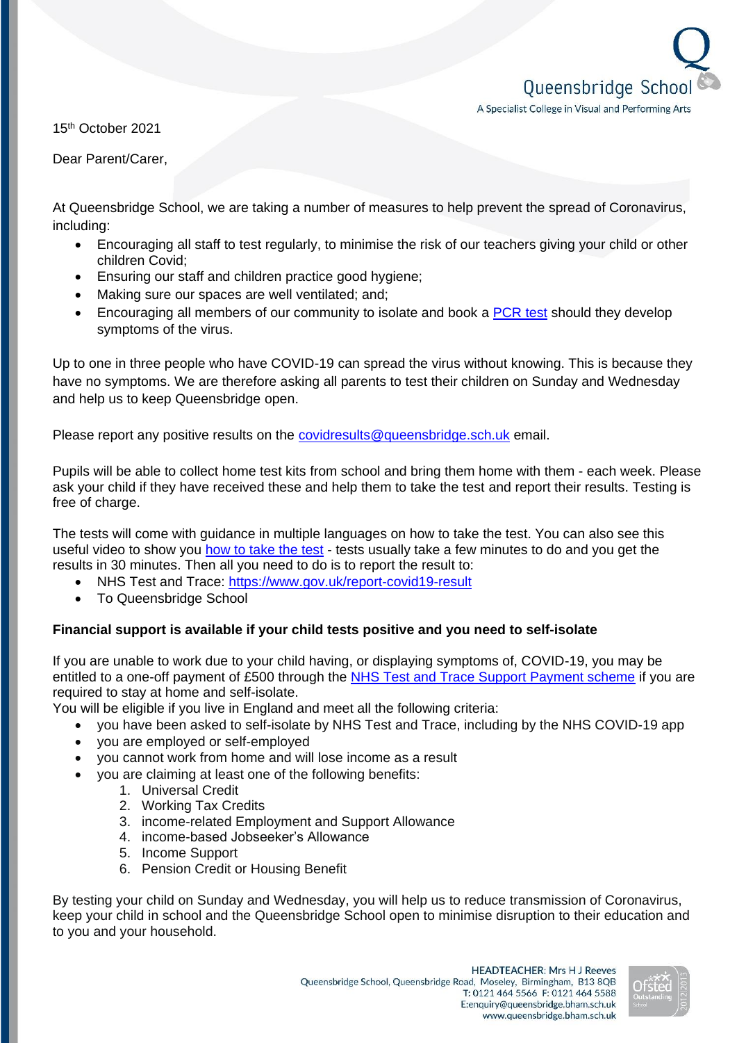Queensbridge School
A Specialist College in Visual and Performing Arts

15th October 2021

Dear Parent/Carer,

At Queensbridge School, we are taking a number of measures to help prevent the spread of Coronavirus, including:

- Encouraging all staff to test regularly, to minimise the risk of our teachers giving your child or other children Covid;
- Ensuring our staff and children practice good hygiene;
- Making sure our spaces are well ventilated; and;
- Encouraging all members of our community to isolate and book a PCR test should they develop symptoms of the virus.

Up to one in three people who have COVID-19 can spread the virus without knowing. This is because they have no symptoms. We are therefore asking all parents to test their children on Sunday and Wednesday and help us to keep Queensbridge open.

Please report any positive results on the covidresults@queensbridge.sch.uk email.

Pupils will be able to collect home test kits from school and bring them home with them - each week. Please ask your child if they have received these and help them to take the test and report their results. Testing is free of charge.

The tests will come with guidance in multiple languages on how to take the test. You can also see this useful video to show you how to take the test - tests usually take a few minutes to do and you get the results in 30 minutes. Then all you need to do is to report the result to:

- NHS Test and Trace: https://www.gov.uk/report-covid19-result
- To Queensbridge School

**Financial support is available if your child tests positive and you need to self-isolate**

If you are unable to work due to your child having, or displaying symptoms of, COVID-19, you may be entitled to a one-off payment of £500 through the NHS Test and Trace Support Payment scheme if you are required to stay at home and self-isolate.
You will be eligible if you live in England and meet all the following criteria:

- you have been asked to self-isolate by NHS Test and Trace, including by the NHS COVID-19 app
- you are employed or self-employed
- you cannot work from home and will lose income as a result
- you are claiming at least one of the following benefits:
    1. Universal Credit
    2. Working Tax Credits
    3. income-related Employment and Support Allowance
    4. income-based Jobseeker's Allowance
    5. Income Support
    6. Pension Credit or Housing Benefit

By testing your child on Sunday and Wednesday, you will help us to reduce transmission of Coronavirus, keep your child in school and the Queensbridge School open to minimise disruption to their education and to you and your household.

HEADTEACHER: Mrs H J Reeves
Queensbridge School, Queensbridge Road, Moseley, Birmingham, B13 8QB
T: 0121 464 5566 F: 0121 464 5588
E:enquiry@queensbridge.bham.sch.uk
www.queensbridge.bham.sch.uk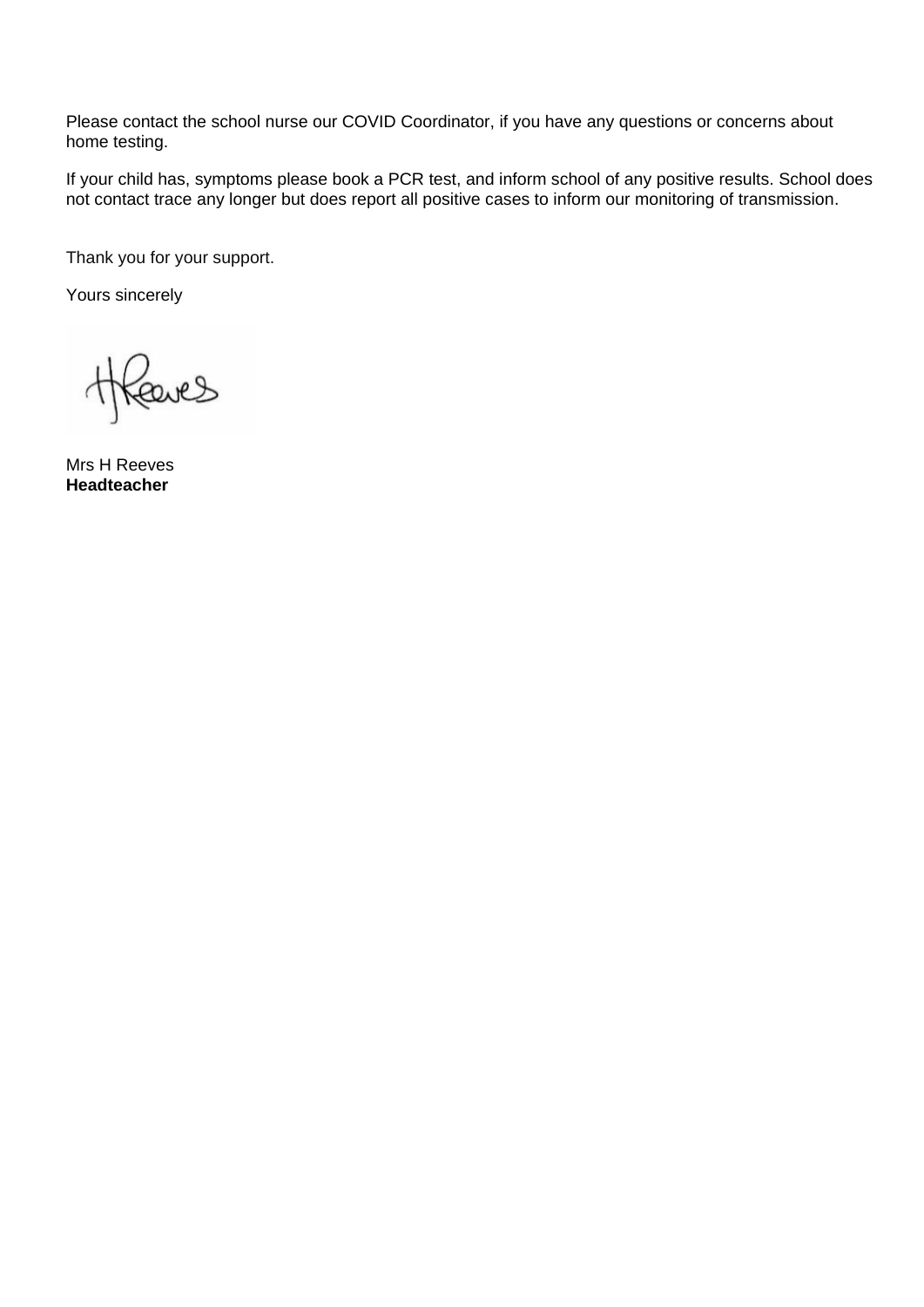Please contact the school nurse our COVID Coordinator, if you have any questions or concerns about home testing.

If your child has, symptoms please book a PCR test, and inform school of any positive results. School does not contact trace any longer but does report all positive cases to inform our monitoring of transmission.

Thank you for your support.

Yours sincerely

HReeves

Mrs H Reeves
**Headteacher**